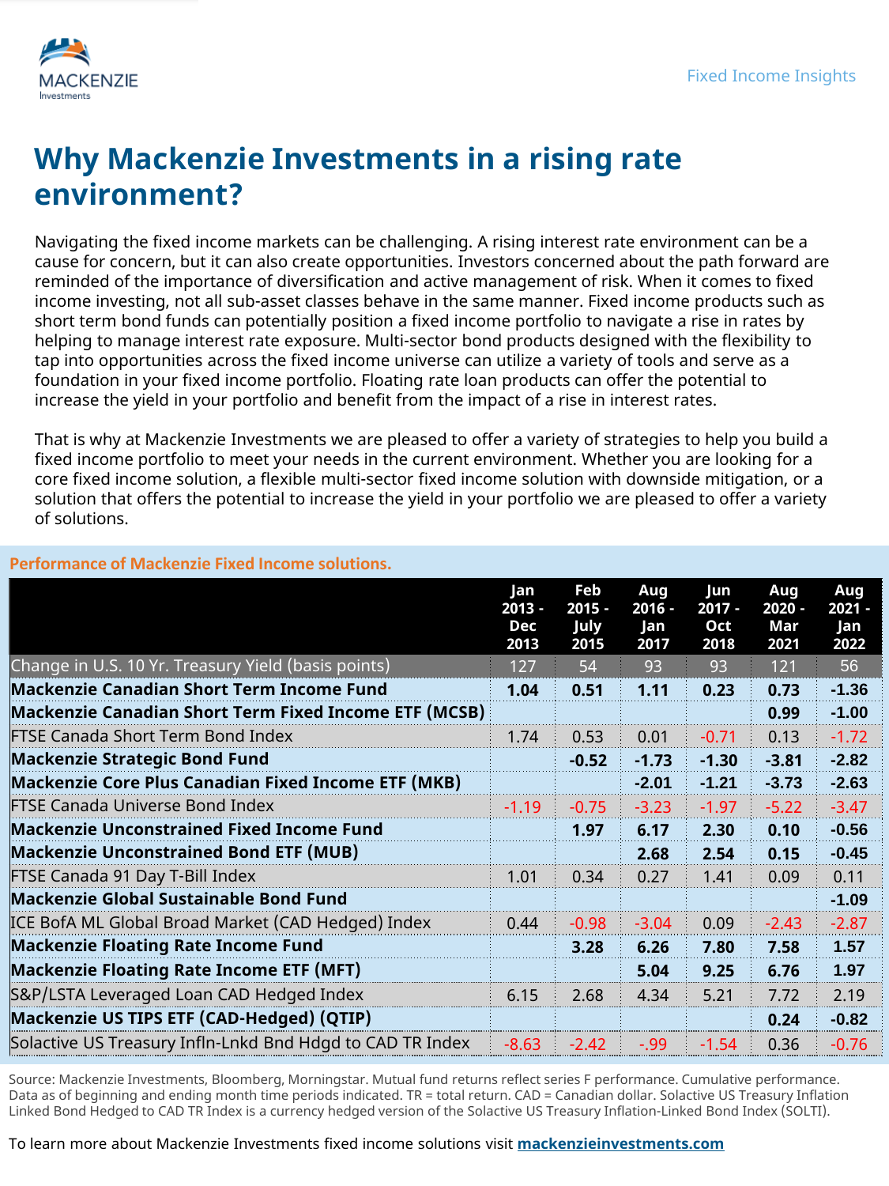MACKENZIE Investments

Fixed Income Insights

# Why Mackenzie Investments in a rising rate environment?

Navigating the fixed income markets can be challenging. A rising interest rate environment can be a cause for concern, but it can also create opportunities. Investors concerned about the path forward are reminded of the importance of diversification and active management of risk. When it comes to fixed income investing, not all sub-asset classes behave in the same manner. Fixed income products such as short term bond funds can potentially position a fixed income portfolio to navigate a rise in rates by helping to manage interest rate exposure. Multi-sector bond products designed with the flexibility to tap into opportunities across the fixed income universe can utilize a variety of tools and serve as a foundation in your fixed income portfolio. Floating rate loan products can offer the potential to increase the yield in your portfolio and benefit from the impact of a rise in interest rates.

That is why at Mackenzie Investments we are pleased to offer a variety of strategies to help you build a fixed income portfolio to meet your needs in the current environment. Whether you are looking for a core fixed income solution, a flexible multi-sector fixed income solution with downside mitigation, or a solution that offers the potential to increase the yield in your portfolio we are pleased to offer a variety of solutions.

**Performance of Mackenzie Fixed Income solutions.**

| | Jan 2013 - Dec 2013 | Feb 2015 - July 2015 | Aug 2016 - Jan 2017 | Jun 2017 - Oct 2018 | Aug 2020 - Mar 2021 | Aug 2021 - Jan 2022 |
|---|---|---|---|---|---|---|
| Change in U.S. 10 Yr. Treasury Yield (basis points) | 127 | 54 | 93 | 93 | 121 | 56 |
| **Mackenzie Canadian Short Term Income Fund** | **1.04** | **0.51** | **1.11** | **0.23** | **0.73** | **-1.36** |
| **Mackenzie Canadian Short Term Fixed Income ETF (MCSB)** | | | | | **0.99** | **-1.00** |
| FTSE Canada Short Term Bond Index | 1.74 | 0.53 | 0.01 | -0.71 | 0.13 | -1.72 |
| **Mackenzie Strategic Bond Fund** | | **-0.52** | **-1.73** | **-1.30** | **-3.81** | **-2.82** |
| **Mackenzie Core Plus Canadian Fixed Income ETF (MKB)** | | | **-2.01** | **-1.21** | **-3.73** | **-2.63** |
| FTSE Canada Universe Bond Index | -1.19 | -0.75 | -3.23 | -1.97 | -5.22 | -3.47 |
| **Mackenzie Unconstrained Fixed Income Fund** | | **1.97** | **6.17** | **2.30** | **0.10** | **-0.56** |
| **Mackenzie Unconstrained Bond ETF (MUB)** | | | **2.68** | **2.54** | **0.15** | **-0.45** |
| FTSE Canada 91 Day T-Bill Index | 1.01 | 0.34 | 0.27 | 1.41 | 0.09 | 0.11 |
| **Mackenzie Global Sustainable Bond Fund** | | | | | | **-1.09** |
| ICE BofA ML Global Broad Market (CAD Hedged) Index | 0.44 | -0.98 | -3.04 | 0.09 | -2.43 | -2.87 |
| **Mackenzie Floating Rate Income Fund** | | **3.28** | **6.26** | **7.80** | **7.58** | **1.57** |
| **Mackenzie Floating Rate Income ETF (MFT)** | | | **5.04** | **9.25** | **6.76** | **1.97** |
| S&P/LSTA Leveraged Loan CAD Hedged Index | 6.15 | 2.68 | 4.34 | 5.21 | 7.72 | 2.19 |
| **Mackenzie US TIPS ETF (CAD-Hedged) (QTIP)** | | | | | **0.24** | **-0.82** |
| Solactive US Treasury Infln-Lnkd Bnd Hdgd to CAD TR Index | -8.63 | -2.42 | -.99 | -1.54 | 0.36 | -0.76 |

Source: Mackenzie Investments, Bloomberg, Morningstar. Mutual fund returns reflect series F performance. Cumulative performance. Data as of beginning and ending month time periods indicated. TR = total return. CAD = Canadian dollar. Solactive US Treasury Inflation Linked Bond Hedged to CAD TR Index is a currency hedged version of the Solactive US Treasury Inflation-Linked Bond Index (SOLTI).

To learn more about Mackenzie Investments fixed income solutions visit **mackenzieinvestments.com**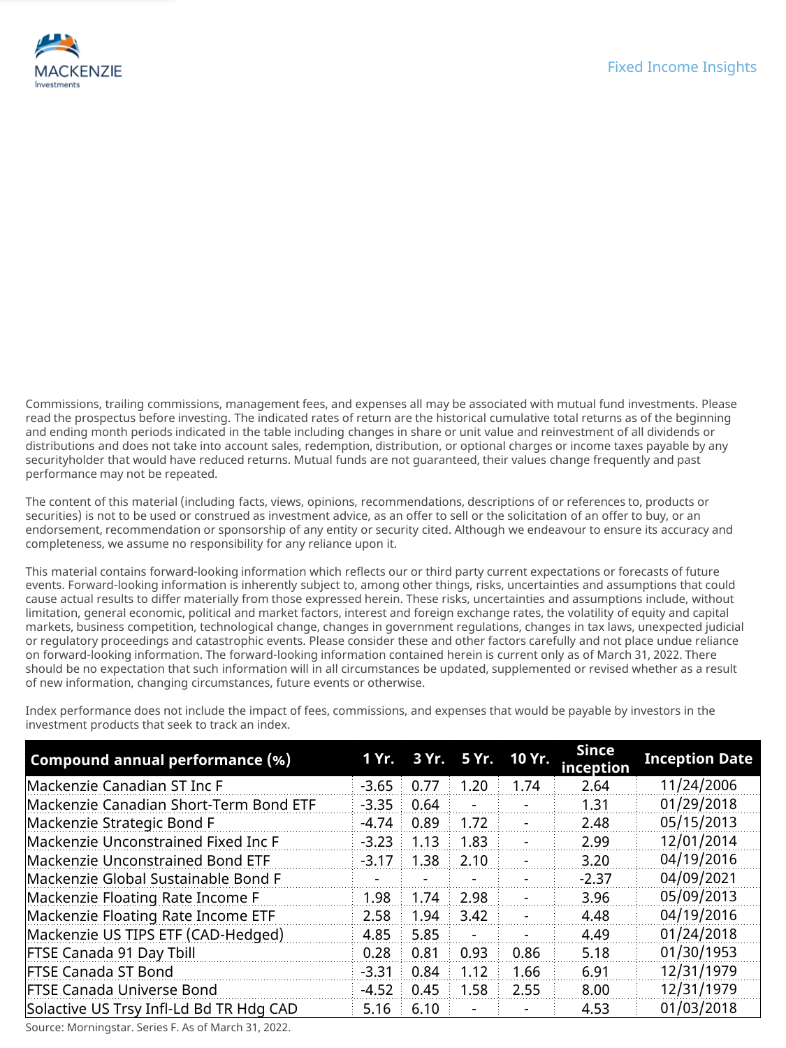Commissions, trailing commissions, management fees, and expenses all may be associated with mutual fund investments. Please read the prospectus before investing. The indicated rates of return are the historical cumulative total returns as of the beginning and ending month periods indicated in the table including changes in share or unit value and reinvestment of all dividends or distributions and does not take into account sales, redemption, distribution, or optional charges or income taxes payable by any securityholder that would have reduced returns. Mutual funds are not guaranteed, their values change frequently and past performance may not be repeated.

The content of this material (including facts, views, opinions, recommendations, descriptions of or references to, products or securities) is not to be used or construed as investment advice, as an offer to sell or the solicitation of an offer to buy, or an endorsement, recommendation or sponsorship of any entity or security cited. Although we endeavour to ensure its accuracy and completeness, we assume no responsibility for any reliance upon it.

This material contains forward-looking information which reflects our or third party current expectations or forecasts of future events. Forward-looking information is inherently subject to, among other things, risks, uncertainties and assumptions that could cause actual results to differ materially from those expressed herein. These risks, uncertainties and assumptions include, without limitation, general economic, political and market factors, interest and foreign exchange rates, the volatility of equity and capital markets, business competition, technological change, changes in government regulations, changes in tax laws, unexpected judicial or regulatory proceedings and catastrophic events. Please consider these and other factors carefully and not place undue reliance on forward-looking information. The forward-looking information contained herein is current only as of March 31, 2022. There should be no expectation that such information will in all circumstances be updated, supplemented or revised whether as a result of new information, changing circumstances, future events or otherwise.

Index performance does not include the impact of fees, commissions, and expenses that would be payable by investors in the investment products that seek to track an index.

| Compound annual performance (%) | 1 Yr. | 3 Yr. | 5 Yr. | 10 Yr. | Since inception | Inception Date |
|---|---|---|---|---|---|---|
| Mackenzie Canadian ST Inc F | -3.65 | 0.77 | 1.20 | 1.74 | 2.64 | 11/24/2006 |
| Mackenzie Canadian Short-Term Bond ETF | -3.35 | 0.64 | - | - | 1.31 | 01/29/2018 |
| Mackenzie Strategic Bond F | -4.74 | 0.89 | 1.72 | - | 2.48 | 05/15/2013 |
| Mackenzie Unconstrained Fixed Inc F | -3.23 | 1.13 | 1.83 | - | 2.99 | 12/01/2014 |
| Mackenzie Unconstrained Bond ETF | -3.17 | 1.38 | 2.10 | - | 3.20 | 04/19/2016 |
| Mackenzie Global Sustainable Bond F | - | - | - | - | -2.37 | 04/09/2021 |
| Mackenzie Floating Rate Income F | 1.98 | 1.74 | 2.98 | - | 3.96 | 05/09/2013 |
| Mackenzie Floating Rate Income ETF | 2.58 | 1.94 | 3.42 | - | 4.48 | 04/19/2016 |
| Mackenzie US TIPS ETF (CAD-Hedged) | 4.85 | 5.85 | - | - | 4.49 | 01/24/2018 |
| FTSE Canada 91 Day Tbill | 0.28 | 0.81 | 0.93 | 0.86 | 5.18 | 01/30/1953 |
| FTSE Canada ST Bond | -3.31 | 0.84 | 1.12 | 1.66 | 6.91 | 12/31/1979 |
| FTSE Canada Universe Bond | -4.52 | 0.45 | 1.58 | 2.55 | 8.00 | 12/31/1979 |
| Solactive US Trsy Infl-Ld Bd TR Hdg CAD | 5.16 | 6.10 | - | - | 4.53 | 01/03/2018 |

Source: Morningstar. Series F. As of March 31, 2022.